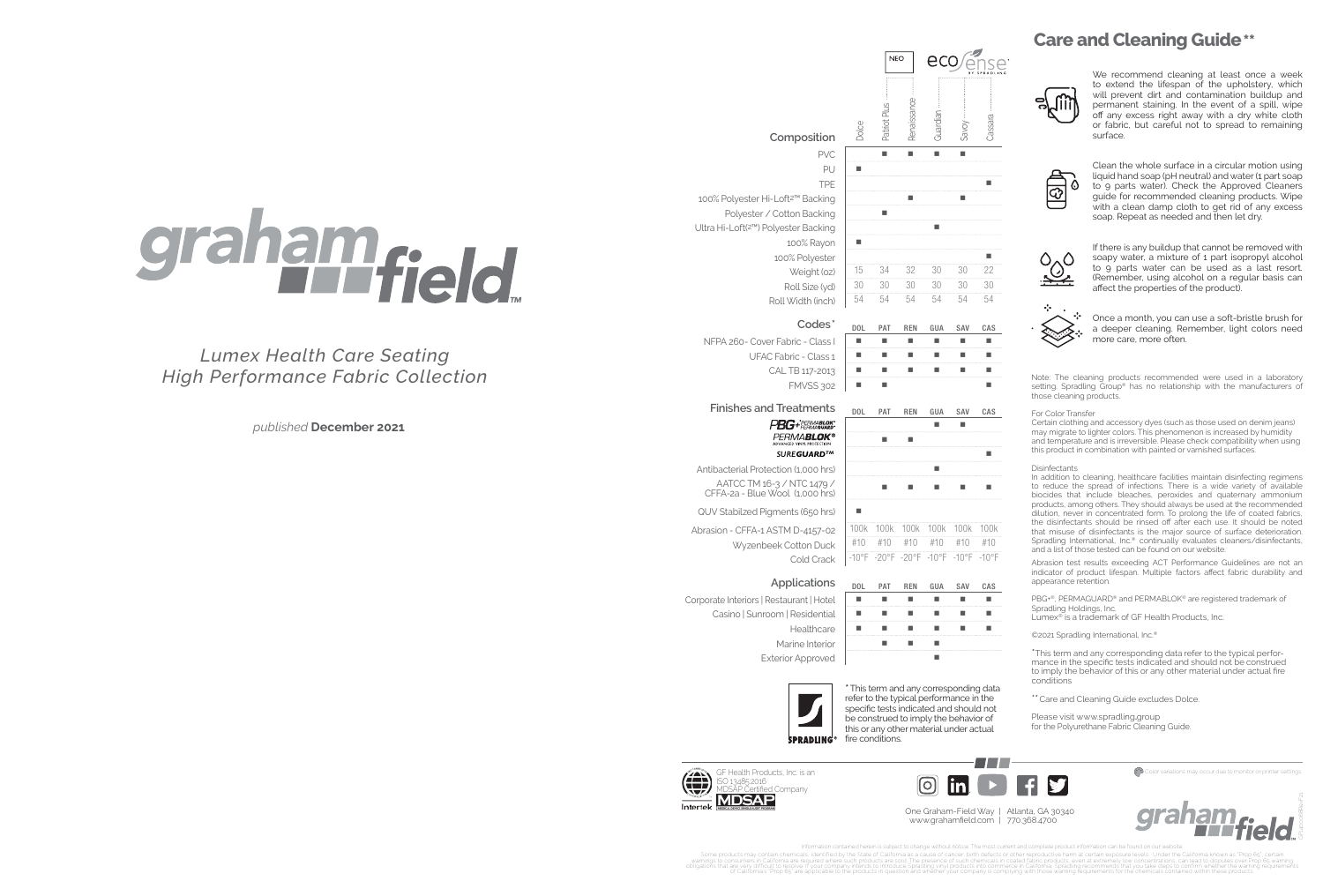# graham field

*Lumex Health Care Seating*
*High Performance Fabric Collection*

*published* **December 2021**

| Composition | Dolce | Patriot Plus (NEO) | Renaissance | Guardian | Savoy | Cassara |
|---|---|---|---|---|---|---|
| PVC | | ■ | ■ | ■ | ■ | |
| PU | ■ | | | | | |
| TPE | | | | | | ■ |
| 100% Polyester Hi-Loft²™ Backing | | | ■ | | ■ | |
| Polyester / Cotton Backing | | ■ | | | | |
| Ultra Hi-Loft(²™) Polyester Backing | | | | ■ | | |
| 100% Rayon | ■ | | | | | |
| 100% Polyester | | | | | | ■ |
| Weight (oz) | 15 | 34 | 32 | 30 | 30 | 22 |
| Roll Size (yd) | 30 | 30 | 30 | 30 | 30 | 30 |
| Roll Width (inch) | 54 | 54 | 54 | 54 | 54 | 54 |

| Codes* | DOL | PAT | REN | GUA | SAV | CAS |
|---|---|---|---|---|---|---|
| NFPA 260- Cover Fabric - Class I | ■ | ■ | ■ | ■ | ■ | ■ |
| UFAC Fabric - Class 1 | ■ | ■ | ■ | ■ | ■ | ■ |
| CAL TB 117-2013 | ■ | ■ | ■ | ■ | ■ | ■ |
| FMVSS 302 | ■ | ■ | | | | ■ |

| Finishes and Treatments | DOL | PAT | REN | GUA | SAV | CAS |
|---|---|---|---|---|---|---|
| PBG+ PERMABLOK³ PERMAGUARD² | | | | ■ | ■ | |
| PERMABLOK³ ADVANCED VINYL PROTECTION | | ■ | ■ | | | |
| SUREGUARD™ | | | | | | ■ |
| Antibacterial Protection (1,000 hrs) | | | | ■ | | |
| AATCC TM 16-3 / NTC 1479 / CFFA-2a - Blue Wool (1,000 hrs) | | ■ | ■ | ■ | ■ | ■ |
| QUV Stabilized Pigments (650 hrs) | ■ | | | | | |
| Abrasion - CFFA-1 ASTM D-4157-02 | 100k | 100k | 100k | 100k | 100k | 100k |
| Wyzenbeek Cotton Duck | #10 | #10 | #10 | #10 | #10 | #10 |
| Cold Crack | -10°F | -20°F | -20°F | -10°F | -10°F | -10°F |

| Applications | DOL | PAT | REN | GUA | SAV | CAS |
|---|---|---|---|---|---|---|
| Corporate Interiors \| Restaurant \| Hotel | ■ | ■ | ■ | ■ | ■ | ■ |
| Casino \| Sunroom \| Residential | ■ | ■ | ■ | ■ | ■ | ■ |
| Healthcare | ■ | ■ | ■ | ■ | ■ | ■ |
| Marine Interior | | ■ | ■ | ■ | | |
| Exterior Approved | | | | ■ | | |

* This term and any corresponding data refer to the typical performance in the specific tests indicated and should not be construed to imply the behavior of this or any other material under actual fire conditions.

## Care and Cleaning Guide**

We recommend cleaning at least once a week to extend the lifespan of the upholstery, which will prevent dirt and contamination buildup and permanent staining. In the event of a spill, wipe off any excess right away with a dry white cloth or fabric, but careful not to spread to remaining surface.

Clean the whole surface in a circular motion using liquid hand soap (pH neutral) and water (1 part soap to 9 parts water). Check the Approved Cleaners guide for recommended cleaning products. Wipe with a clean damp cloth to get rid of any excess soap. Repeat as needed and then let dry.

If there is any buildup that cannot be removed with soapy water, a mixture of 1 part isopropyl alcohol to 9 parts water can be used as a last resort. (Remember, using alcohol on a regular basis can affect the properties of the product).

Once a month, you can use a soft-bristle brush for a deeper cleaning. Remember, light colors need more care, more often.

Note: The cleaning products recommended were used in a laboratory setting. Spradling Group® has no relationship with the manufacturers of those cleaning products.

For Color Transfer
Certain clothing and accessory dyes (such as those used on denim jeans) may migrate to lighter colors. This phenomenon is increased by humidity and temperature and is irreversible. Please check compatibility when using this product in combination with painted or varnished surfaces.

Disinfectants
In addition to cleaning, healthcare facilities maintain disinfecting regimens to reduce the spread of infections. There is a wide variety of available biocides that include bleaches, peroxides and quaternary ammonium products, among others. They should always be used at the recommended dilution, never in concentrated form. To prolong the life of coated fabrics, the disinfectants should be rinsed off after each use. It should be noted that misuse of disinfectants is the major source of surface deterioration. Spradling International, Inc.® continually evaluates cleaners/disinfectants, and a list of those tested can be found on our website.

Abrasion test results exceeding ACT Performance Guidelines are not an indicator of product lifespan. Multiple factors affect fabric durability and appearance retention.

PBG+®, PERMAGUARD® and PERMABLOK® are registered trademark of Spradling Holdings, Inc.
Lumex® is a trademark of GF Health Products, Inc.

©2021 Spradling International, Inc.®

*This term and any corresponding data refer to the typical performance in the specific tests indicated and should not be construed to imply the behavior of this or any other material under actual fire conditions

** Care and Cleaning Guide excludes Dolce.

Please visit www.spradling.group for the Polyurethane Fabric Cleaning Guide.

GF Health Products, Inc. is an ISO 13485:2016 MDSAP Certified Company

One Graham-Field Way | Atlanta, GA 30340
www.grahamfield.com | 770.368.4700

Color variations may occur due to monitor or printer settings.

Information contained herein is subject to change without notice. The most current and complete product information can be found on our website.

Some products may contain chemicals identified by the State of California as a cause of cancer, birth defects or other reproductive harm at certain exposure levels. Under the California known as "Prop 65", certain warnings to consumers in California are required where such products are sold. The presence of such chemicals in coated fabric products, even at extremely low concentrations, can lead to disputes over Prop 65 warning obligations that are very difficult to resolve. If your company intends to introduce Spradling vinyl products into commerce in California, Spradling recommends that you take steps to confirm whether the warning requirements of California "Prop 65" are applicable to the products in question and whether your company is complying with those warning requirements for the chemicals contained within these products.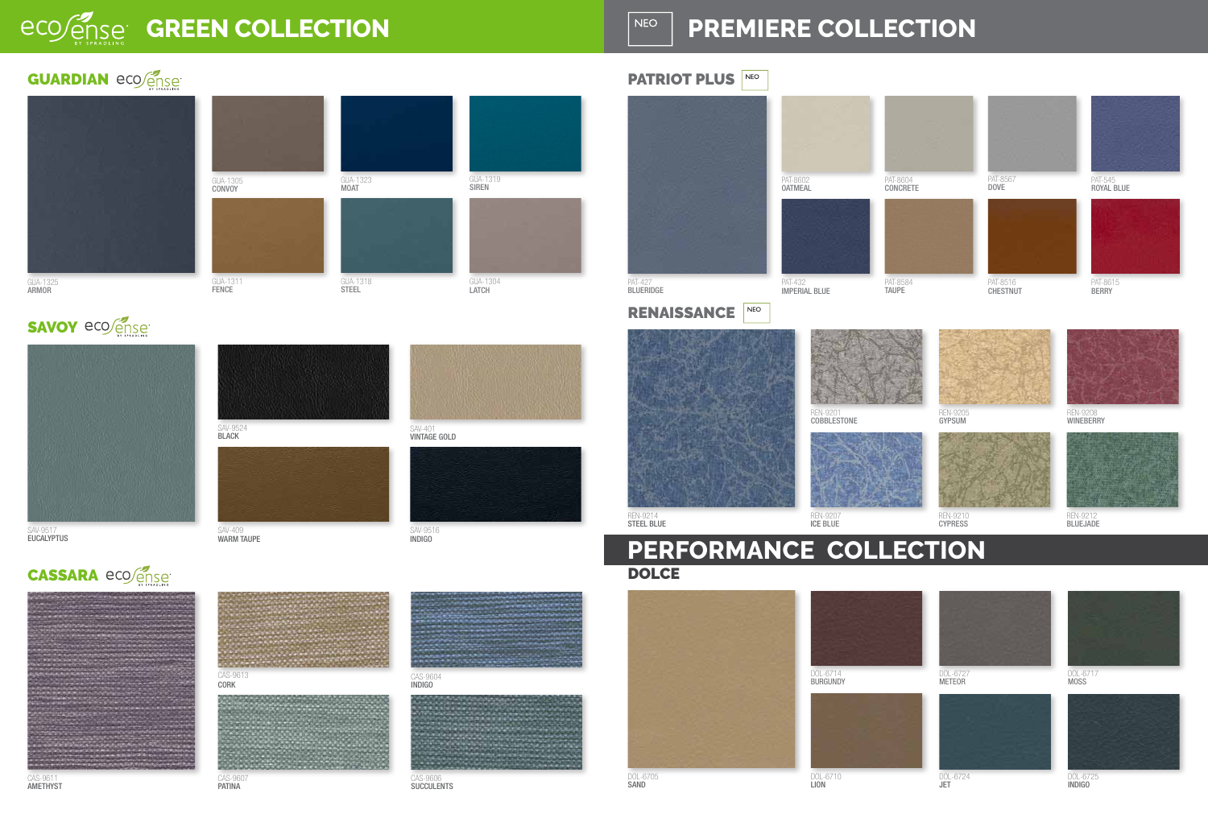# ecosense GREEN COLLECTION

## GUARDIAN ecosense

GUA-1325
ARMOR

GUA-1305
CONVOY

GUA-1323
MOAT

GUA-1319
SIREN

GUA-1311
FENCE

GUA-1318
STEEL

GUA-1304
LATCH

## SAVOY ecosense

SAV-9517
EUCALYPTUS

SAV-9524
BLACK

SAV-401
VINTAGE GOLD

SAV-409
WARM TAUPE

SAV-9516
INDIGO

## CASSARA ecosense

CAS-9611
AMETHYST

CAS-9613
CORK

CAS-9604
INDIGO

CAS-9607
PATINA

CAS-9606
SUCCULENTS

# NEO PREMIERE COLLECTION

## PATRIOT PLUS NEO

PAT-427
BLUERIDGE

PAT-8602
OATMEAL

PAT-8604
CONCRETE

PAT-8567
DOVE

PAT-545
ROYAL BLUE

PAT-432
IMPERIAL BLUE

PAT-8584
TAUPE

PAT-8516
CHESTNUT

PAT-8615
BERRY

## RENAISSANCE NEO

REN-9214
STEEL BLUE

REN-9201
COBBLESTONE

REN-9205
GYPSUM

REN-9208
WINEBERRY

REN-9207
ICE BLUE

REN-9210
CYPRESS

REN-9212
BLUEJADE

# PERFORMANCE COLLECTION

## DOLCE

DOL-6705
SAND

DOL-6714
BURGUNDY

DOL-6727
METEOR

DOL-6717
MOSS

DOL-6710
LION

DOL-6724
JET

DOL-6725
INDIGO